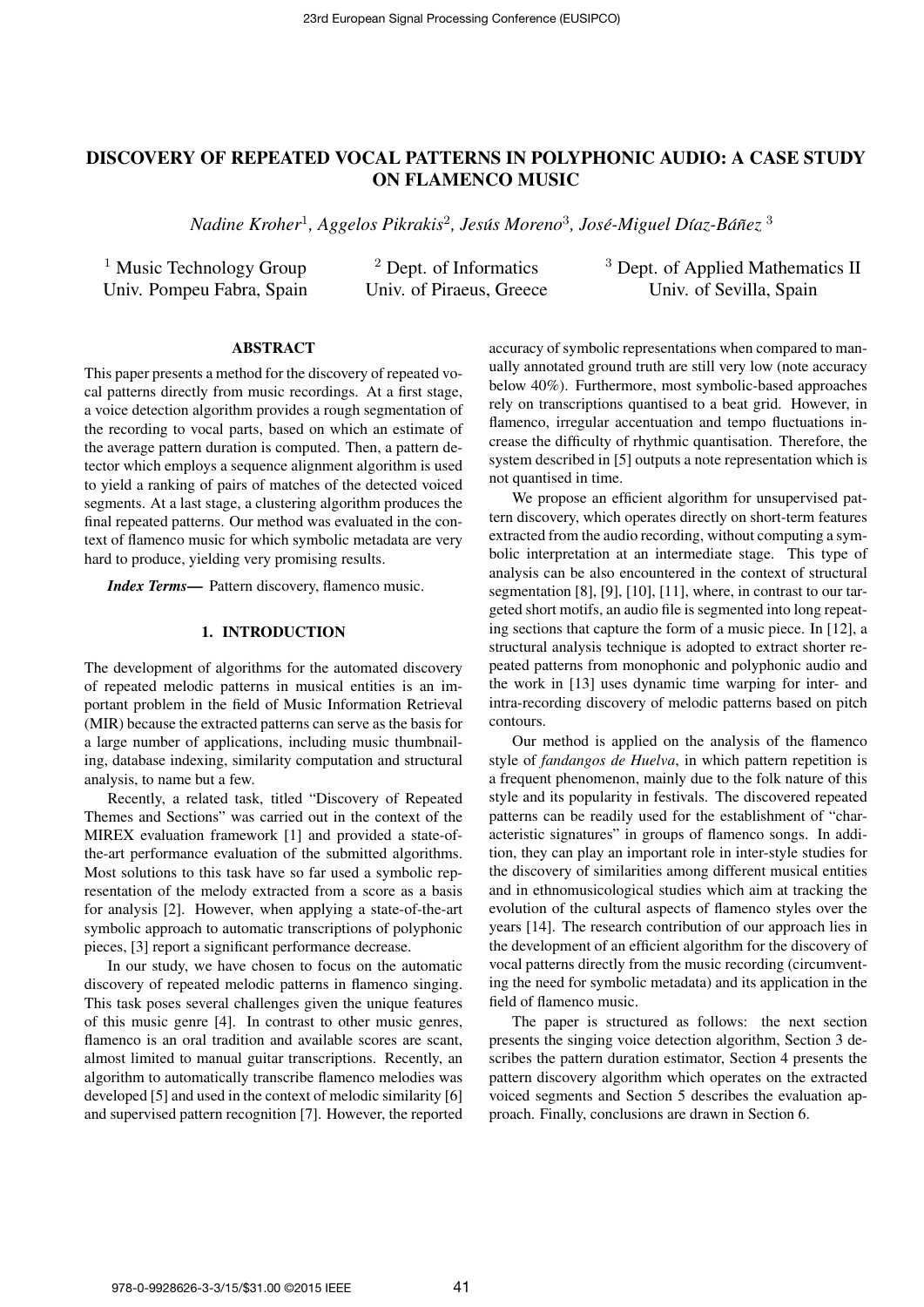# DISCOVERY OF REPEATED VOCAL PATTERNS IN POLYPHONIC AUDIO: A CASE STUDY ON FLAMENCO MUSIC

*Nadine Kroher*[1], *Aggelos Pikrakis*[2], *Jesús Moreno*[3], *José-Miguel Díaz-Báñez* [3]

[1] Music Technology Group, Univ. Pompeu Fabra, Spain
[2] Dept. of Informatics, Univ. of Piraeus, Greece
[3] Dept. of Applied Mathematics II, Univ. of Sevilla, Spain

## ABSTRACT

This paper presents a method for the discovery of repeated vocal patterns directly from music recordings. At a first stage, a voice detection algorithm provides a rough segmentation of the recording to vocal parts, based on which an estimate of the average pattern duration is computed. Then, a pattern detector which employs a sequence alignment algorithm is used to yield a ranking of pairs of matches of the detected voiced segments. At a last stage, a clustering algorithm produces the final repeated patterns. Our method was evaluated in the context of flamenco music for which symbolic metadata are very hard to produce, yielding very promising results.

***Index Terms***— Pattern discovery, flamenco music.

## 1. INTRODUCTION

The development of algorithms for the automated discovery of repeated melodic patterns in musical entities is an important problem in the field of Music Information Retrieval (MIR) because the extracted patterns can serve as the basis for a large number of applications, including music thumbnailing, database indexing, similarity computation and structural analysis, to name but a few.

Recently, a related task, titled "Discovery of Repeated Themes and Sections" was carried out in the context of the MIREX evaluation framework [1] and provided a state-of-the-art performance evaluation of the submitted algorithms. Most solutions to this task have so far used a symbolic representation of the melody extracted from a score as a basis for analysis [2]. However, when applying a state-of-the-art symbolic approach to automatic transcriptions of polyphonic pieces, [3] report a significant performance decrease.

In our study, we have chosen to focus on the automatic discovery of repeated melodic patterns in flamenco singing. This task poses several challenges given the unique features of this music genre [4]. In contrast to other music genres, flamenco is an oral tradition and available scores are scant, almost limited to manual guitar transcriptions. Recently, an algorithm to automatically transcribe flamenco melodies was developed [5] and used in the context of melodic similarity [6] and supervised pattern recognition [7]. However, the reported accuracy of symbolic representations when compared to manually annotated ground truth are still very low (note accuracy below 40%). Furthermore, most symbolic-based approaches rely on transcriptions quantised to a beat grid. However, in flamenco, irregular accentuation and tempo fluctuations increase the difficulty of rhythmic quantisation. Therefore, the system described in [5] outputs a note representation which is not quantised in time.

We propose an efficient algorithm for unsupervised pattern discovery, which operates directly on short-term features extracted from the audio recording, without computing a symbolic interpretation at an intermediate stage. This type of analysis can be also encountered in the context of structural segmentation [8], [9], [10], [11], where, in contrast to our targeted short motifs, an audio file is segmented into long repeating sections that capture the form of a music piece. In [12], a structural analysis technique is adopted to extract shorter repeated patterns from monophonic and polyphonic audio and the work in [13] uses dynamic time warping for inter- and intra-recording discovery of melodic patterns based on pitch contours.

Our method is applied on the analysis of the flamenco style of *fandangos de Huelva*, in which pattern repetition is a frequent phenomenon, mainly due to the folk nature of this style and its popularity in festivals. The discovered repeated patterns can be readily used for the establishment of "characteristic signatures" in groups of flamenco songs. In addition, they can play an important role in inter-style studies for the discovery of similarities among different musical entities and in ethnomusicological studies which aim at tracking the evolution of the cultural aspects of flamenco styles over the years [14]. The research contribution of our approach lies in the development of an efficient algorithm for the discovery of vocal patterns directly from the music recording (circumventing the need for symbolic metadata) and its application in the field of flamenco music.

The paper is structured as follows: the next section presents the singing voice detection algorithm, Section 3 describes the pattern duration estimator, Section 4 presents the pattern discovery algorithm which operates on the extracted voiced segments and Section 5 describes the evaluation approach. Finally, conclusions are drawn in Section 6.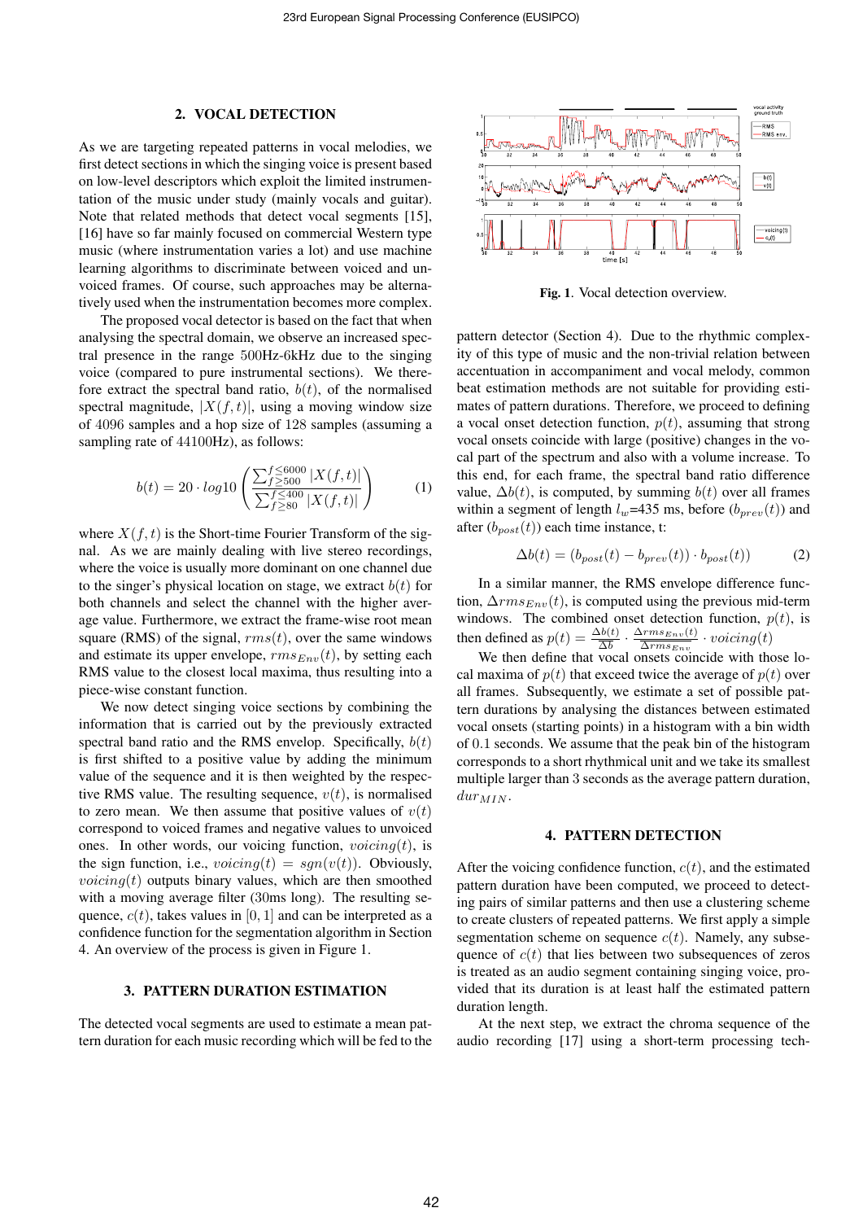## 2. VOCAL DETECTION

As we are targeting repeated patterns in vocal melodies, we first detect sections in which the singing voice is present based on low-level descriptors which exploit the limited instrumentation of the music under study (mainly vocals and guitar). Note that related methods that detect vocal segments [15], [16] have so far mainly focused on commercial Western type music (where instrumentation varies a lot) and use machine learning algorithms to discriminate between voiced and unvoiced frames. Of course, such approaches may be alternatively used when the instrumentation becomes more complex.

The proposed vocal detector is based on the fact that when analysing the spectral domain, we observe an increased spectral presence in the range 500Hz-6kHz due to the singing voice (compared to pure instrumental sections). We therefore extract the spectral band ratio, $b(t)$, of the normalised spectral magnitude, $|X(f,t)|$, using a moving window size of 4096 samples and a hop size of 128 samples (assuming a sampling rate of 44100Hz), as follows:

$$b(t) = 20 \cdot log10 \left( \frac{\sum_{f \geq 500}^{f \leq 6000} |X(f,t)|}{\sum_{f \geq 80}^{f \leq 400} |X(f,t)|} \right) \quad (1)$$

where $X(f,t)$ is the Short-time Fourier Transform of the signal. As we are mainly dealing with live stereo recordings, where the voice is usually more dominant on one channel due to the singer's physical location on stage, we extract $b(t)$ for both channels and select the channel with the higher average value. Furthermore, we extract the frame-wise root mean square (RMS) of the signal, $rms(t)$, over the same windows and estimate its upper envelope, $rms_{Env}(t)$, by setting each RMS value to the closest local maxima, thus resulting into a piece-wise constant function.

We now detect singing voice sections by combining the information that is carried out by the previously extracted spectral band ratio and the RMS envelop. Specifically, $b(t)$ is first shifted to a positive value by adding the minimum value of the sequence and it is then weighted by the respective RMS value. The resulting sequence, $v(t)$, is normalised to zero mean. We then assume that positive values of $v(t)$ correspond to voiced frames and negative values to unvoiced ones. In other words, our voicing function, $voicing(t)$, is the sign function, i.e., $voicing(t) = sgn(v(t))$. Obviously, $voicing(t)$ outputs binary values, which are then smoothed with a moving average filter (30ms long). The resulting sequence, $c(t)$, takes values in $[0,1]$ and can be interpreted as a confidence function for the segmentation algorithm in Section 4. An overview of the process is given in Figure 1.

**Fig. 1**. Vocal detection overview.

## 3. PATTERN DURATION ESTIMATION

The detected vocal segments are used to estimate a mean pattern duration for each music recording which will be fed to the pattern detector (Section 4). Due to the rhythmic complexity of this type of music and the non-trivial relation between accentuation in accompaniment and vocal melody, common beat estimation methods are not suitable for providing estimates of pattern durations. Therefore, we proceed to defining a vocal onset detection function, $p(t)$, assuming that strong vocal onsets coincide with large (positive) changes in the vocal part of the spectrum and also with a volume increase. To this end, for each frame, the spectral band ratio difference value, $\Delta b(t)$, is computed, by summing $b(t)$ over all frames within a segment of length $l_w$=435 ms, before ($b_{prev}(t)$) and after ($b_{post}(t)$) each time instance, t:

$$\Delta b(t) = (b_{post}(t) - b_{prev}(t)) \cdot b_{post}(t)) \quad (2)$$

In a similar manner, the RMS envelope difference function, $\Delta rms_{Env}(t)$, is computed using the previous mid-term windows. The combined onset detection function, $p(t)$, is then defined as $p(t) = \frac{\Delta b(t)}{\overline{\Delta b}} \cdot \frac{\Delta rms_{Env}(t)}{\overline{\Delta rms_{Env}}} \cdot voicing(t)$

We then define that vocal onsets coincide with those local maxima of $p(t)$ that exceed twice the average of $p(t)$ over all frames. Subsequently, we estimate a set of possible pattern durations by analysing the distances between estimated vocal onsets (starting points) in a histogram with a bin width of 0.1 seconds. We assume that the peak bin of the histogram corresponds to a short rhythmical unit and we take its smallest multiple larger than 3 seconds as the average pattern duration, $dur_{MIN}$.

## 4. PATTERN DETECTION

After the voicing confidence function, $c(t)$, and the estimated pattern duration have been computed, we proceed to detecting pairs of similar patterns and then use a clustering scheme to create clusters of repeated patterns. We first apply a simple segmentation scheme on sequence $c(t)$. Namely, any subsequence of $c(t)$ that lies between two subsequences of zeros is treated as an audio segment containing singing voice, provided that its duration is at least half the estimated pattern duration length.

At the next step, we extract the chroma sequence of the audio recording [17] using a short-term processing tech-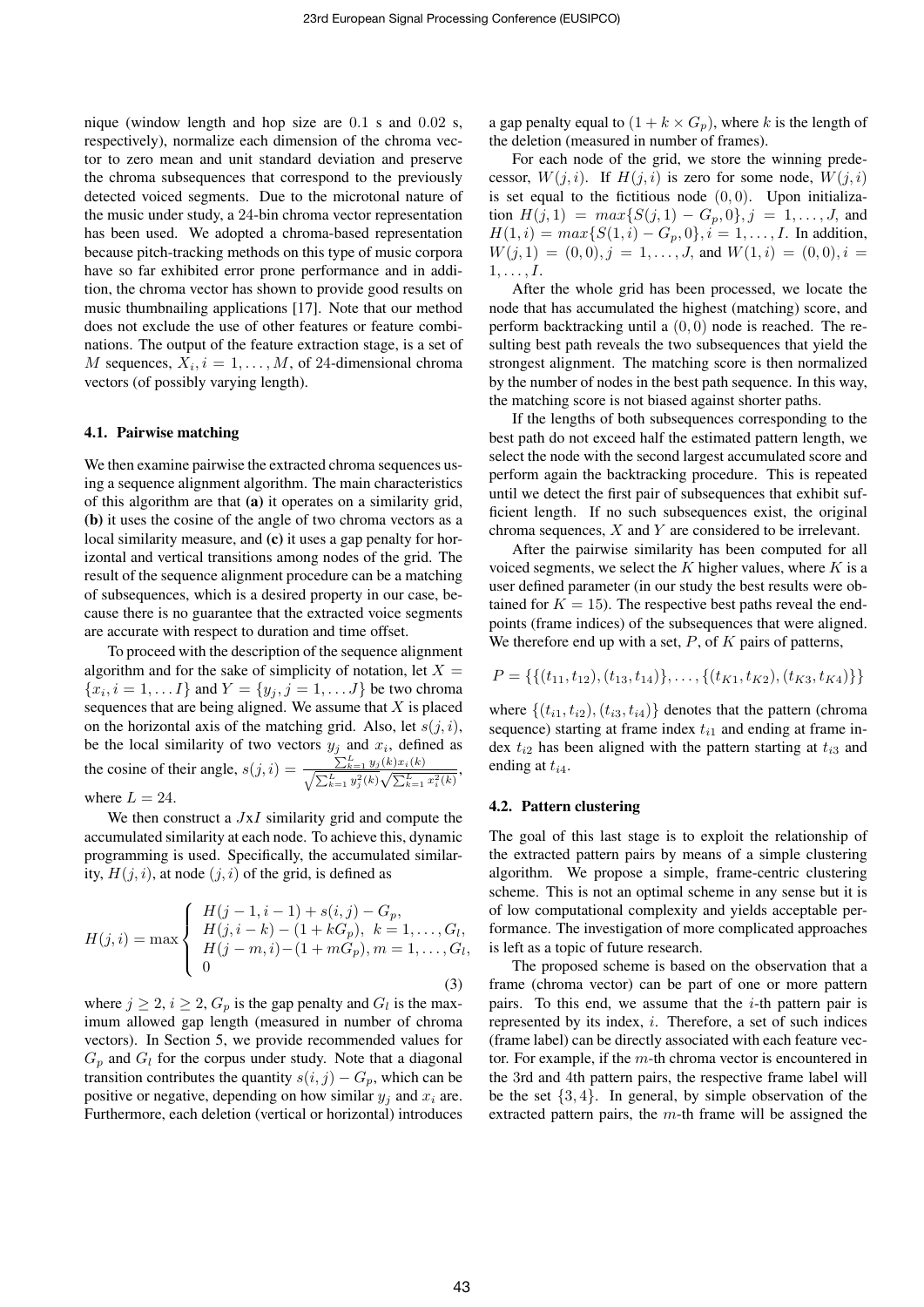nique (window length and hop size are $0.1$ s and $0.02$ s, respectively), normalize each dimension of the chroma vector to zero mean and unit standard deviation and preserve the chroma subsequences that correspond to the previously detected voiced segments. Due to the microtonal nature of the music under study, a 24-bin chroma vector representation has been used. We adopted a chroma-based representation because pitch-tracking methods on this type of music corpora have so far exhibited error prone performance and in addition, the chroma vector has shown to provide good results on music thumbnailing applications [17]. Note that our method does not exclude the use of other features or feature combinations. The output of the feature extraction stage, is a set of $M$ sequences, $X_i, i = 1, \ldots, M$, of 24-dimensional chroma vectors (of possibly varying length).

### 4.1. Pairwise matching

We then examine pairwise the extracted chroma sequences using a sequence alignment algorithm. The main characteristics of this algorithm are that **(a)** it operates on a similarity grid, **(b)** it uses the cosine of the angle of two chroma vectors as a local similarity measure, and **(c)** it uses a gap penalty for horizontal and vertical transitions among nodes of the grid. The result of the sequence alignment procedure can be a matching of subsequences, which is a desired property in our case, because there is no guarantee that the extracted voice segments are accurate with respect to duration and time offset.

To proceed with the description of the sequence alignment algorithm and for the sake of simplicity of notation, let $X = \{x_i, i = 1, \ldots I\}$ and $Y = \{y_j, j = 1, \ldots J\}$ be two chroma sequences that are being aligned. We assume that $X$ is placed on the horizontal axis of the matching grid. Also, let $s(j, i)$, be the local similarity of two vectors $y_j$ and $x_i$, defined as the cosine of their angle, $s(j, i) = \frac{\sum_{k=1}^{L} y_j(k) x_i(k)}{\sqrt{\sum_{k=1}^{L} y_j^2(k)} \sqrt{\sum_{k=1}^{L} x_i^2(k)}}$, where $L = 24$.

We then construct a $J$x$I$ similarity grid and compute the accumulated similarity at each node. To achieve this, dynamic programming is used. Specifically, the accumulated similarity, $H(j, i)$, at node $(j, i)$ of the grid, is defined as

$$H(j,i) = \max \begin{cases} H(j-1, i-1) + s(i,j) - G_p, \\ H(j, i-k) - (1 + kG_p), \; k = 1, \ldots, G_l, \\ H(j-m, i) - (1 + mG_p), m = 1, \ldots, G_l, \\ 0 \end{cases} \tag{3}$$

where $j \geq 2$, $i \geq 2$, $G_p$ is the gap penalty and $G_l$ is the maximum allowed gap length (measured in number of chroma vectors). In Section 5, we provide recommended values for $G_p$ and $G_l$ for the corpus under study. Note that a diagonal transition contributes the quantity $s(i, j) - G_p$, which can be positive or negative, depending on how similar $y_j$ and $x_i$ are. Furthermore, each deletion (vertical or horizontal) introduces a gap penalty equal to $(1 + k \times G_p)$, where $k$ is the length of the deletion (measured in number of frames).

For each node of the grid, we store the winning predecessor, $W(j, i)$. If $H(j, i)$ is zero for some node, $W(j, i)$ is set equal to the fictitious node $(0, 0)$. Upon initialization $H(j, 1) = max\{S(j, 1) - G_p, 0\}, j = 1, \ldots, J$, and $H(1, i) = max\{S(1, i) - G_p, 0\}, i = 1, \ldots, I$. In addition, $W(j, 1) = (0, 0), j = 1, \ldots, J$, and $W(1, i) = (0, 0), i = 1, \ldots, I$.

After the whole grid has been processed, we locate the node that has accumulated the highest (matching) score, and perform backtracking until a $(0, 0)$ node is reached. The resulting best path reveals the two subsequences that yield the strongest alignment. The matching score is then normalized by the number of nodes in the best path sequence. In this way, the matching score is not biased against shorter paths.

If the lengths of both subsequences corresponding to the best path do not exceed half the estimated pattern length, we select the node with the second largest accumulated score and perform again the backtracking procedure. This is repeated until we detect the first pair of subsequences that exhibit sufficient length. If no such subsequences exist, the original chroma sequences, $X$ and $Y$ are considered to be irrelevant.

After the pairwise similarity has been computed for all voiced segments, we select the $K$ higher values, where $K$ is a user defined parameter (in our study the best results were obtained for $K = 15$). The respective best paths reveal the endpoints (frame indices) of the subsequences that were aligned. We therefore end up with a set, $P$, of $K$ pairs of patterns,

$$P = \{\{(t_{11}, t_{12}), (t_{13}, t_{14})\}, \ldots, \{(t_{K1}, t_{K2}), (t_{K3}, t_{K4})\}\}$$

where $\{(t_{i1}, t_{i2}), (t_{i3}, t_{i4})\}$ denotes that the pattern (chroma sequence) starting at frame index $t_{i1}$ and ending at frame index $t_{i2}$ has been aligned with the pattern starting at $t_{i3}$ and ending at $t_{i4}$.

### 4.2. Pattern clustering

The goal of this last stage is to exploit the relationship of the extracted pattern pairs by means of a simple clustering algorithm. We propose a simple, frame-centric clustering scheme. This is not an optimal scheme in any sense but it is of low computational complexity and yields acceptable performance. The investigation of more complicated approaches is left as a topic of future research.

The proposed scheme is based on the observation that a frame (chroma vector) can be part of one or more pattern pairs. To this end, we assume that the $i$-th pattern pair is represented by its index, $i$. Therefore, a set of such indices (frame label) can be directly associated with each feature vector. For example, if the $m$-th chroma vector is encountered in the 3rd and 4th pattern pairs, the respective frame label will be the set $\{3, 4\}$. In general, by simple observation of the extracted pattern pairs, the $m$-th frame will be assigned the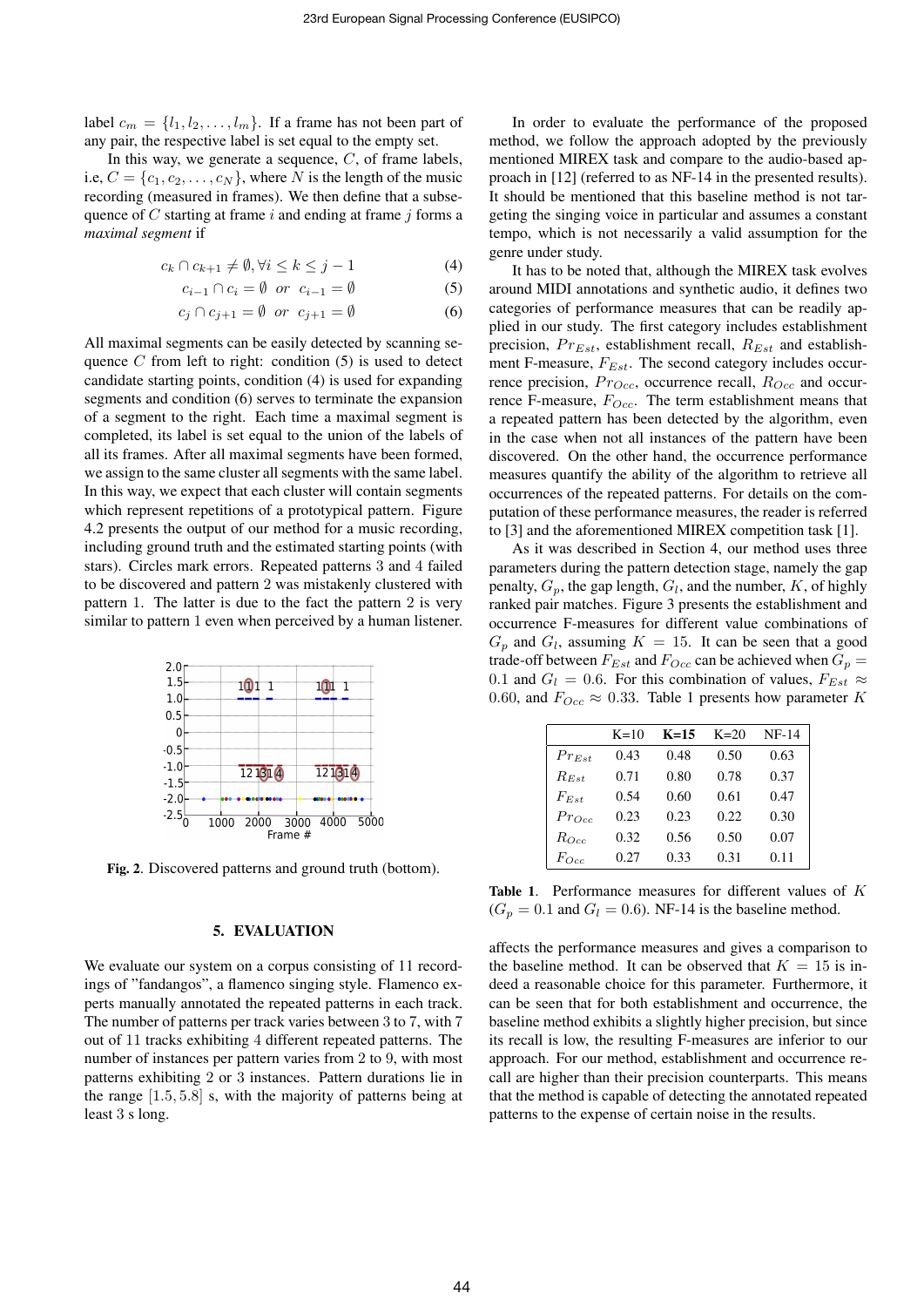label $c_m = \{l_1, l_2, \ldots, l_m\}$. If a frame has not been part of any pair, the respective label is set equal to the empty set.

In this way, we generate a sequence, $C$, of frame labels, i.e, $C = \{c_1, c_2, \ldots, c_N\}$, where $N$ is the length of the music recording (measured in frames). We then define that a subsequence of $C$ starting at frame $i$ and ending at frame $j$ forms a *maximal segment* if

$$c_k \cap c_{k+1} \neq \emptyset, \forall i \leq k \leq j-1 \tag{4}$$

$$c_{i-1} \cap c_i = \emptyset \quad or \quad c_{i-1} = \emptyset \tag{5}$$

$$c_j \cap c_{j+1} = \emptyset \quad or \quad c_{j+1} = \emptyset \tag{6}$$

All maximal segments can be easily detected by scanning sequence $C$ from left to right: condition (5) is used to detect candidate starting points, condition (4) is used for expanding segments and condition (6) serves to terminate the expansion of a segment to the right. Each time a maximal segment is completed, its label is set equal to the union of the labels of all its frames. After all maximal segments have been formed, we assign to the same cluster all segments with the same label. In this way, we expect that each cluster will contain segments which represent repetitions of a prototypical pattern. Figure 4.2 presents the output of our method for a music recording, including ground truth and the estimated starting points (with stars). Circles mark errors. Repeated patterns 3 and 4 failed to be discovered and pattern 2 was mistakenly clustered with pattern 1. The latter is due to the fact the pattern 2 is very similar to pattern 1 even when perceived by a human listener.

**Fig. 2**. Discovered patterns and ground truth (bottom).

## 5. EVALUATION

We evaluate our system on a corpus consisting of 11 recordings of "fandangos", a flamenco singing style. Flamenco experts manually annotated the repeated patterns in each track. The number of patterns per track varies between 3 to 7, with 7 out of 11 tracks exhibiting 4 different repeated patterns. The number of instances per pattern varies from 2 to 9, with most patterns exhibiting 2 or 3 instances. Pattern durations lie in the range $[1.5, 5.8]$ s, with the majority of patterns being at least 3 s long.

In order to evaluate the performance of the proposed method, we follow the approach adopted by the previously mentioned MIREX task and compare to the audio-based approach in [12] (referred to as NF-14 in the presented results). It should be mentioned that this baseline method is not targeting the singing voice in particular and assumes a constant tempo, which is not necessarily a valid assumption for the genre under study.

It has to be noted that, although the MIREX task evolves around MIDI annotations and synthetic audio, it defines two categories of performance measures that can be readily applied in our study. The first category includes establishment precision, $Pr_{Est}$, establishment recall, $R_{Est}$ and establishment F-measure, $F_{Est}$. The second category includes occurrence precision, $Pr_{Occ}$, occurrence recall, $R_{Occ}$ and occurrence F-measure, $F_{Occ}$. The term establishment means that a repeated pattern has been detected by the algorithm, even in the case when not all instances of the pattern have been discovered. On the other hand, the occurrence performance measures quantify the ability of the algorithm to retrieve all occurrences of the repeated patterns. For details on the computation of these performance measures, the reader is referred to [3] and the aforementioned MIREX competition task [1].

As it was described in Section 4, our method uses three parameters during the pattern detection stage, namely the gap penalty, $G_p$, the gap length, $G_l$, and the number, $K$, of highly ranked pair matches. Figure 3 presents the establishment and occurrence F-measures for different value combinations of $G_p$ and $G_l$, assuming $K = 15$. It can be seen that a good trade-off between $F_{Est}$ and $F_{Occ}$ can be achieved when $G_p = 0.1$ and $G_l = 0.6$. For this combination of values, $F_{Est} \approx 0.60$, and $F_{Occ} \approx 0.33$. Table 1 presents how parameter $K$ affects the performance measures and gives a comparison to the baseline method. It can be observed that $K = 15$ is indeed a reasonable choice for this parameter. Furthermore, it can be seen that for both establishment and occurrence, the baseline method exhibits a slightly higher precision, but since its recall is low, the resulting F-measures are inferior to our approach. For our method, establishment and occurrence recall are higher than their precision counterparts. This means that the method is capable of detecting the annotated repeated patterns to the expense of certain noise in the results.

| | K=10 | **K=15** | K=20 | NF-14 |
|---|---|---|---|---|
| $Pr_{Est}$ | 0.43 | 0.48 | 0.50 | 0.63 |
| $R_{Est}$ | 0.71 | 0.80 | 0.78 | 0.37 |
| $F_{Est}$ | 0.54 | 0.60 | 0.61 | 0.47 |
| $Pr_{Occ}$ | 0.23 | 0.23 | 0.22 | 0.30 |
| $R_{Occ}$ | 0.32 | 0.56 | 0.50 | 0.07 |
| $F_{Occ}$ | 0.27 | 0.33 | 0.31 | 0.11 |

**Table 1**. Performance measures for different values of $K$ ($G_p = 0.1$ and $G_l = 0.6$). NF-14 is the baseline method.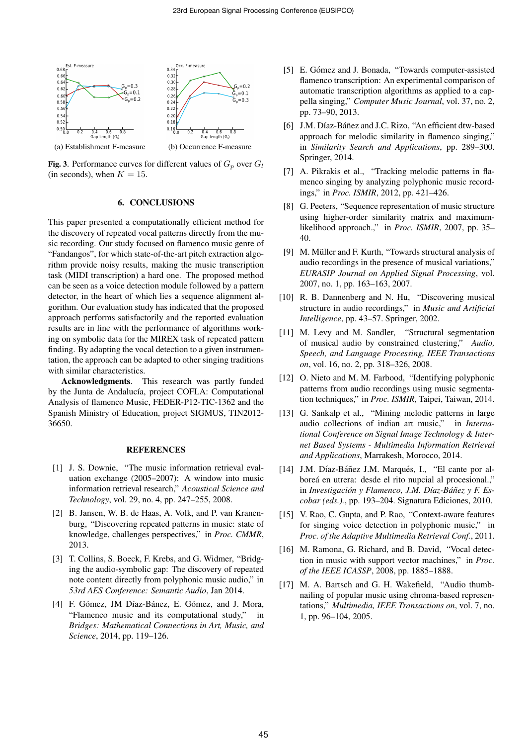Est. F-measure
0.68
0.66
0.64
0.62
0.60
0.58
0.56
0.54
0.52
0.50
0.0 0.2 0.4 0.6 0.8
Gap length ($G_l$)
$G_p$=0.3
$G_p$=0.1
$G_p$=0.2

(a) Establishment F-measure

Occ. F-measure
0.34
0.32
0.30
0.28
0.26
0.24
0.22
0.20
0.18
0.16
0.0 0.2 0.4 0.6 0.8
Gap length ($G_l$)
$G_p$=0.2
$G_p$=0.1
$G_p$=0.3

(b) Occurrence F-measure

**Fig. 3**. Performance curves for different values of $G_p$ over $G_l$ (in seconds), when $K = 15$.

## 6. CONCLUSIONS

This paper presented a computationally efficient method for the discovery of repeated vocal patterns directly from the music recording. Our study focused on flamenco music genre of "Fandangos", for which state-of-the-art pitch extraction algorithm provide noisy results, making the music transcription task (MIDI transcription) a hard one. The proposed method can be seen as a voice detection module followed by a pattern detector, in the heart of which lies a sequence alignment algorithm. Our evaluation study has indicated that the proposed approach performs satisfactorily and the reported evaluation results are in line with the performance of algorithms working on symbolic data for the MIREX task of repeated pattern finding. By adapting the vocal detection to a given instrumentation, the approach can be adapted to other singing traditions with similar characteristics.

**Acknowledgments**. This research was partly funded by the Junta de Andalucía, project COFLA: Computational Analysis of flamenco Music, FEDER-P12-TIC-1362 and the Spanish Ministry of Education, project SIGMUS, TIN2012-36650.

## REFERENCES

[1] J. S. Downie, "The music information retrieval evaluation exchange (2005–2007): A window into music information retrieval research," *Acoustical Science and Technology*, vol. 29, no. 4, pp. 247–255, 2008.

[2] B. Jansen, W. B. de Haas, A. Volk, and P. van Kranenburg, "Discovering repeated patterns in music: state of knowledge, challenges perspectives," in *Proc. CMMR*, 2013.

[3] T. Collins, S. Boeck, F. Krebs, and G. Widmer, "Bridging the audio-symbolic gap: The discovery of repeated note content directly from polyphonic music audio," in *53rd AES Conference: Semantic Audio*, Jan 2014.

[4] F. Gómez, JM Díaz-Bánez, E. Gómez, and J. Mora, "Flamenco music and its computational study," in *Bridges: Mathematical Connections in Art, Music, and Science*, 2014, pp. 119–126.

[5] E. Gómez and J. Bonada, "Towards computer-assisted flamenco transcription: An experimental comparison of automatic transcription algorithms as applied to a cappella singing," *Computer Music Journal*, vol. 37, no. 2, pp. 73–90, 2013.

[6] J.M. Díaz-Báñez and J.C. Rizo, "An efficient dtw-based approach for melodic similarity in flamenco singing," in *Similarity Search and Applications*, pp. 289–300. Springer, 2014.

[7] A. Pikrakis et al., "Tracking melodic patterns in flamenco singing by analyzing polyphonic music recordings," in *Proc. ISMIR*, 2012, pp. 421–426.

[8] G. Peeters, "Sequence representation of music structure using higher-order similarity matrix and maximum-likelihood approach.," in *Proc. ISMIR*, 2007, pp. 35–40.

[9] M. Müller and F. Kurth, "Towards structural analysis of audio recordings in the presence of musical variations," *EURASIP Journal on Applied Signal Processing*, vol. 2007, no. 1, pp. 163–163, 2007.

[10] R. B. Dannenberg and N. Hu, "Discovering musical structure in audio recordings," in *Music and Artificial Intelligence*, pp. 43–57. Springer, 2002.

[11] M. Levy and M. Sandler, "Structural segmentation of musical audio by constrained clustering," *Audio, Speech, and Language Processing, IEEE Transactions on*, vol. 16, no. 2, pp. 318–326, 2008.

[12] O. Nieto and M. M. Farbood, "Identifying polyphonic patterns from audio recordings using music segmentation techniques," in *Proc. ISMIR*, Taipei, Taiwan, 2014.

[13] G. Sankalp et al., "Mining melodic patterns in large audio collections of indian art music," in *International Conference on Signal Image Technology & Internet Based Systems - Multimedia Information Retrieval and Applications*, Marrakesh, Morocco, 2014.

[14] J.M. Díaz-Báñez J.M. Marqués, I., "El cante por alboreá en utrera: desde el rito nupcial al procesional.," in *Investigación y Flamenco, J.M. Díaz-Báñez y F. Escobar (eds.).*, pp. 193–204. Signatura Ediciones, 2010.

[15] V. Rao, C. Gupta, and P. Rao, "Context-aware features for singing voice detection in polyphonic music," in *Proc. of the Adaptive Multimedia Retrieval Conf.*, 2011.

[16] M. Ramona, G. Richard, and B. David, "Vocal detection in music with support vector machines," in *Proc. of the IEEE ICASSP*, 2008, pp. 1885–1888.

[17] M. A. Bartsch and G. H. Wakefield, "Audio thumbnailing of popular music using chroma-based representations," *Multimedia, IEEE Transactions on*, vol. 7, no. 1, pp. 96–104, 2005.